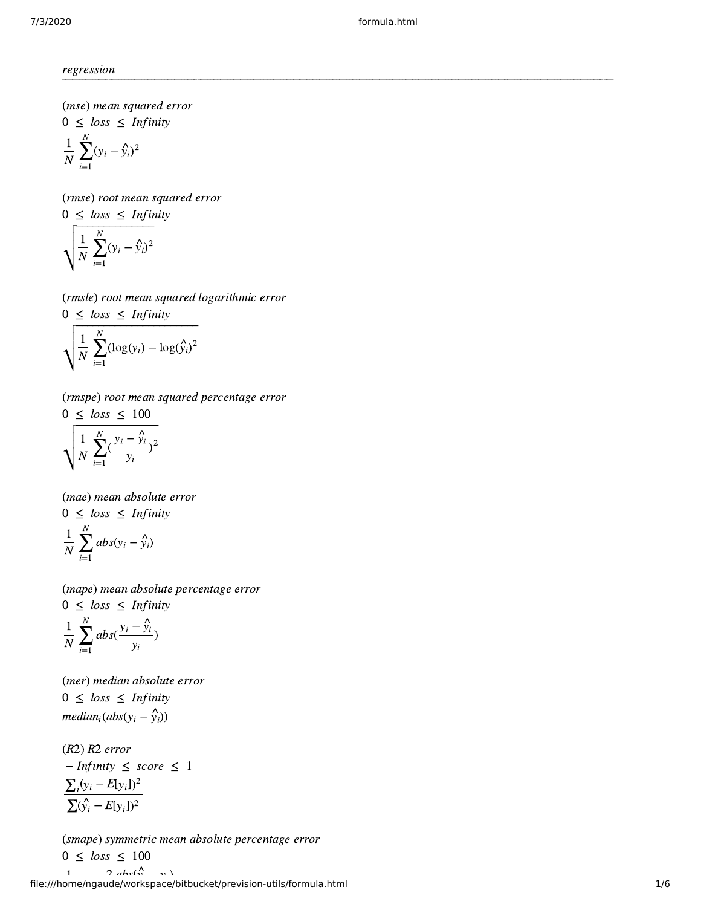*regression*

---

(*mse*) *mean squared error*

$0 \leq loss \leq Infinity$

$$\frac{1}{N}\sum_{i=1}^{N}(y_i - \hat{y}_i)^2$$

(*rmse*) *root mean squared error*

$0 \leq loss \leq Infinity$

$$\sqrt{\frac{1}{N}\sum_{i=1}^{N}(y_i - \hat{y}_i)^2}$$

(*rmsle*) *root mean squared logarithmic error*

$0 \leq loss \leq Infinity$

$$\sqrt{\frac{1}{N}\sum_{i=1}^{N}(\log(y_i) - \log(\hat{y}_i)^2}$$

(*rmspe*) *root mean squared percentage error*

$0 \leq loss \leq 100$

$$\sqrt{\frac{1}{N}\sum_{i=1}^{N}(\frac{y_i - \hat{y}_i}{y_i})^2}$$

(*mae*) *mean absolute error*

$0 \leq loss \leq Infinity$

$$\frac{1}{N}\sum_{i=1}^{N} abs(y_i - \hat{y}_i)$$

(*mape*) *mean absolute percentage error*

$0 \leq loss \leq Infinity$

$$\frac{1}{N}\sum_{i=1}^{N} abs(\frac{y_i - \hat{y}_i}{y_i})$$

(*mer*) *median absolute error*

$0 \leq loss \leq Infinity$

$$median_i(abs(y_i - \hat{y}_i))$$

(*R2*) *R2 error*

$-Infinity \leq score \leq 1$

$$\frac{\sum_i(y_i - E[y_i])^2}{\sum(\hat{y}_i - E[y_i])^2}$$

(*smape*) *symmetric mean absolute percentage error*

$0 \leq loss \leq 100$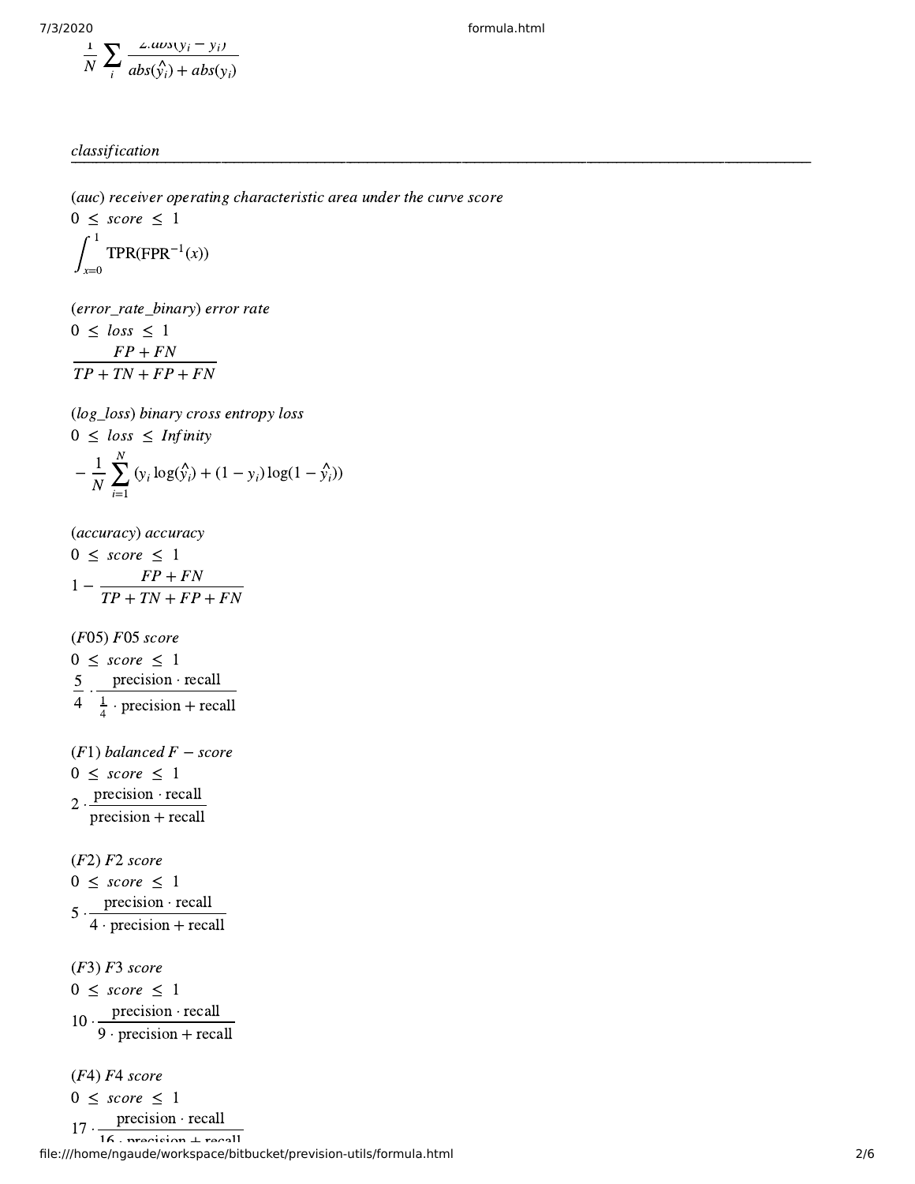$$\frac{1}{N}\sum_i \frac{2.abs(\hat{y_i} - y_i)}{abs(\hat{y_i}) + abs(y_i)}$$

*classification*

---

*(auc) receiver operating characteristic area under the curve score*

$0 \leq score \leq 1$

$$\int_{x=0}^{1} \text{TPR}(\text{FPR}^{-1}(x))$$

*(error_rate_binary) error rate*

$0 \leq loss \leq 1$

$$\frac{FP + FN}{TP + TN + FP + FN}$$

*(log_loss) binary cross entropy loss*

$0 \leq loss \leq Infinity$

$$-\frac{1}{N}\sum_{i=1}^{N}(y_i \log(\hat{y_i}) + (1 - y_i)\log(1 - \hat{y_i}))$$

*(accuracy) accuracy*

$0 \leq score \leq 1$

$$1 - \frac{FP + FN}{TP + TN + FP + FN}$$

*(F05) F05 score*

$0 \leq score \leq 1$

$$\frac{5}{4} \cdot \frac{\text{precision} \cdot \text{recall}}{\frac{1}{4} \cdot \text{precision} + \text{recall}}$$

*(F1) balanced F − score*

$0 \leq score \leq 1$

$$2 \cdot \frac{\text{precision} \cdot \text{recall}}{\text{precision} + \text{recall}}$$

*(F2) F2 score*

$0 \leq score \leq 1$

$$5 \cdot \frac{\text{precision} \cdot \text{recall}}{4 \cdot \text{precision} + \text{recall}}$$

*(F3) F3 score*

$0 \leq score \leq 1$

$$10 \cdot \frac{\text{precision} \cdot \text{recall}}{9 \cdot \text{precision} + \text{recall}}$$

*(F4) F4 score*

$0 \leq score \leq 1$

$$17 \cdot \frac{\text{precision} \cdot \text{recall}}{16 \cdot \text{precision} + \text{recall}}$$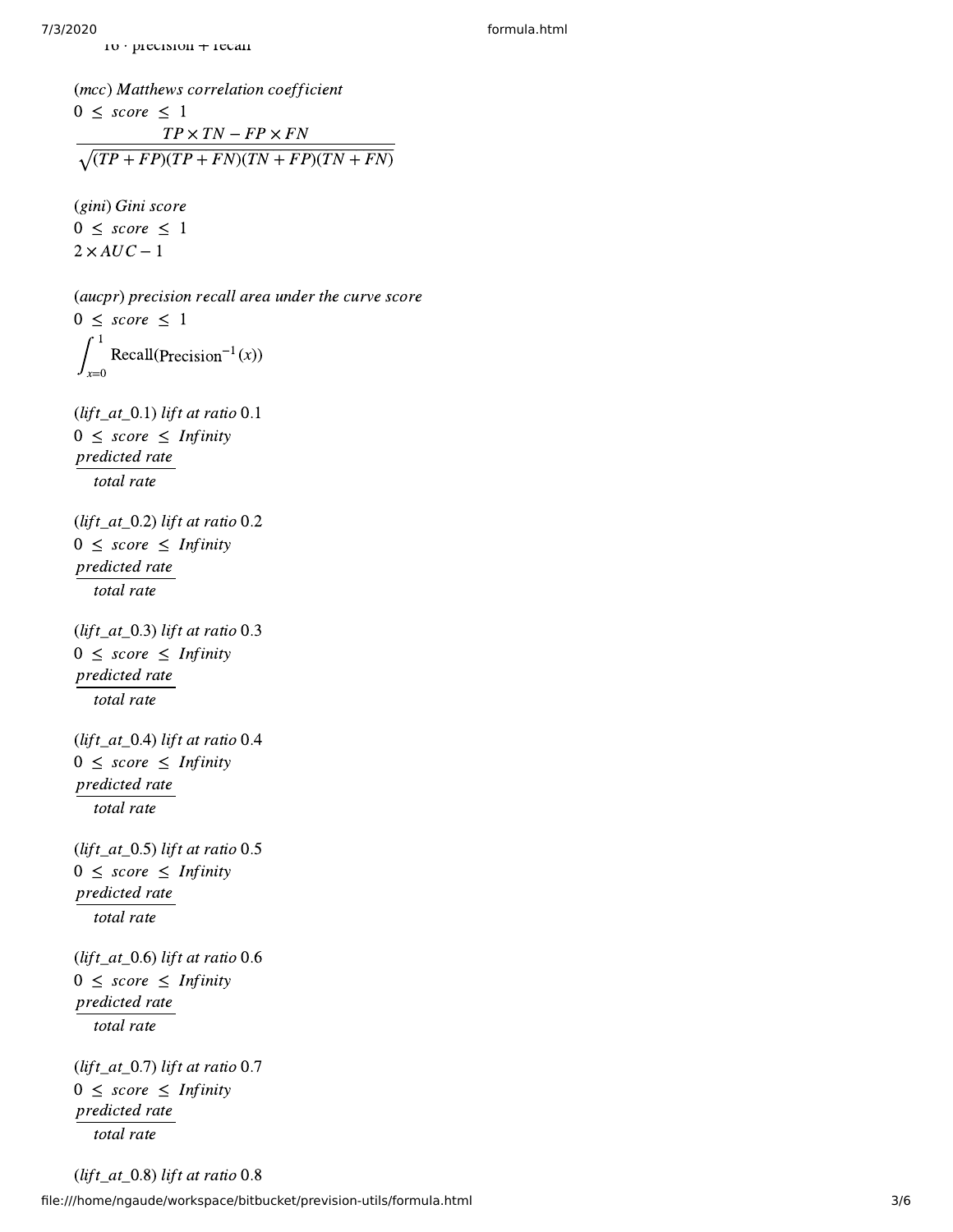$10 \cdot \text{precision} + \text{recall}$

$(mcc)$ *Matthews correlation coefficient*
$0 \leq score \leq 1$

$$\frac{TP \times TN - FP \times FN}{\sqrt{(TP + FP)(TP + FN)(TN + FP)(TN + FN)}}$$

$(gini)$ *Gini score*
$0 \leq score \leq 1$
$2 \times AUC - 1$

$(aucpr)$ *precision recall area under the curve score*
$0 \leq score \leq 1$

$$\int_{x=0}^{1} \text{Recall}(\text{Precision}^{-1}(x))$$

$(lift\_at\_0.1)$ *lift at ratio* $0.1$
$0 \leq score \leq Infinity$

$$\frac{predicted\ rate}{total\ rate}$$

$(lift\_at\_0.2)$ *lift at ratio* $0.2$
$0 \leq score \leq Infinity$

$$\frac{predicted\ rate}{total\ rate}$$

$(lift\_at\_0.3)$ *lift at ratio* $0.3$
$0 \leq score \leq Infinity$

$$\frac{predicted\ rate}{total\ rate}$$

$(lift\_at\_0.4)$ *lift at ratio* $0.4$
$0 \leq score \leq Infinity$

$$\frac{predicted\ rate}{total\ rate}$$

$(lift\_at\_0.5)$ *lift at ratio* $0.5$
$0 \leq score \leq Infinity$

$$\frac{predicted\ rate}{total\ rate}$$

$(lift\_at\_0.6)$ *lift at ratio* $0.6$
$0 \leq score \leq Infinity$

$$\frac{predicted\ rate}{total\ rate}$$

$(lift\_at\_0.7)$ *lift at ratio* $0.7$
$0 \leq score \leq Infinity$

$$\frac{predicted\ rate}{total\ rate}$$

$(lift\_at\_0.8)$ *lift at ratio* $0.8$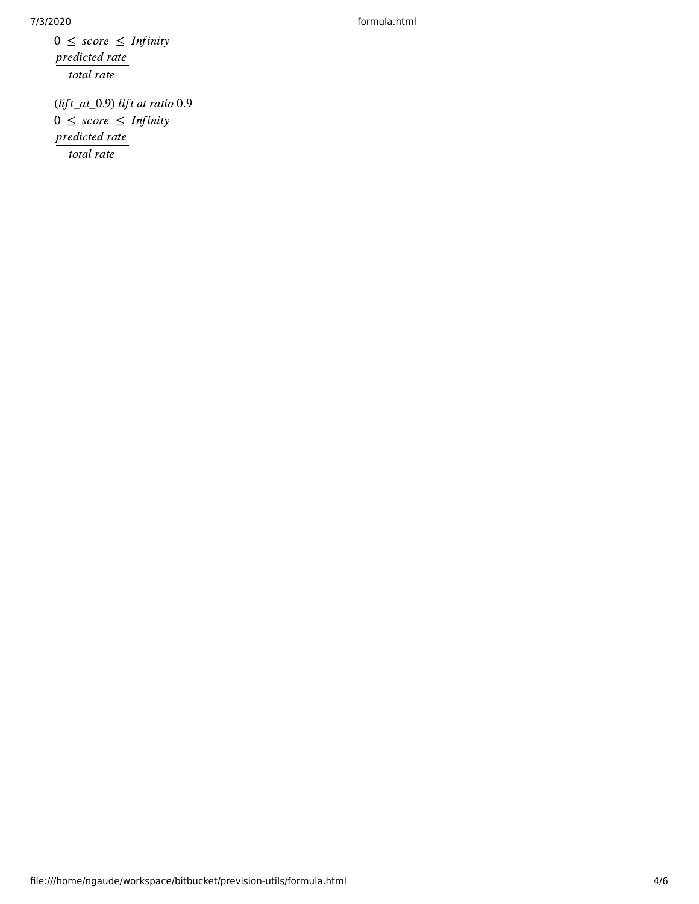$0 \leq score \leq Infinity$

$$\frac{predicted\ rate}{total\ rate}$$

$(lift\_at\_0.9)\ lift\ at\ ratio\ 0.9$

$0 \leq score \leq Infinity$

$$\frac{predicted\ rate}{total\ rate}$$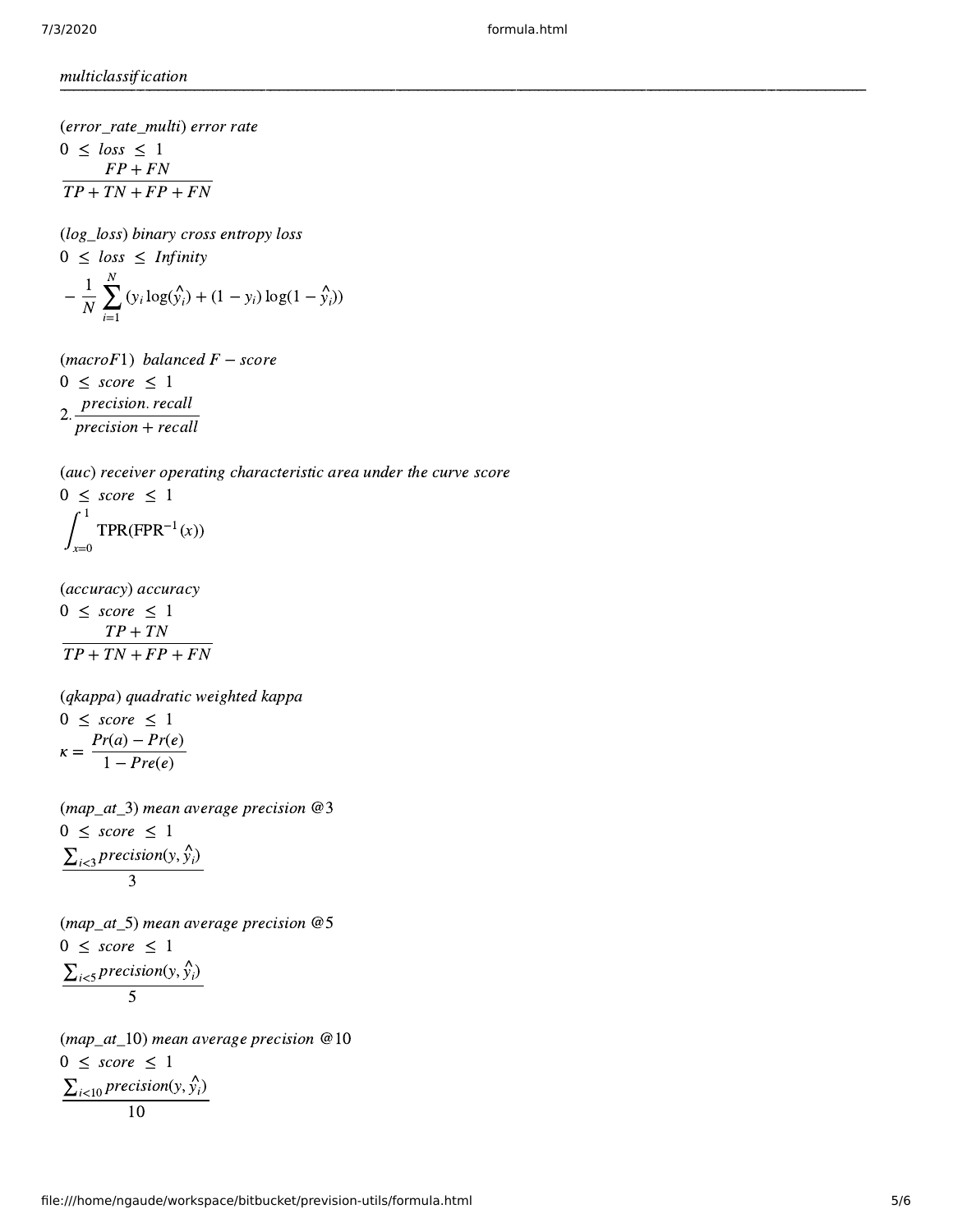$multiclassification$

---

$(error\_rate\_multi)$ $error\ rate$

$0 \ \leq \ loss \ \leq \ 1$

$$\frac{FP + FN}{TP + TN + FP + FN}$$

$(log\_loss)$ $binary\ cross\ entropy\ loss$

$0 \ \leq \ loss \ \leq \ Infinity$

$$-\frac{1}{N}\sum_{i=1}^{N}(y_i \log(\hat{y_i}) + (1 - y_i)\log(1 - \hat{y_i}))$$

$(macroF1)$ $balanced\ F - score$

$0 \ \leq \ score \ \leq \ 1$

$$2.\frac{precision.\ recall}{precision + recall}$$

$(auc)$ $receiver\ operating\ characteristic\ area\ under\ the\ curve\ score$

$0 \ \leq \ score \ \leq \ 1$

$$\int_{x=0}^{1} \mathrm{TPR}(\mathrm{FPR}^{-1}(x))$$

$(accuracy)$ $accuracy$

$0 \ \leq \ score \ \leq \ 1$

$$\frac{TP + TN}{TP + TN + FP + FN}$$

$(qkappa)$ $quadratic\ weighted\ kappa$

$0 \ \leq \ score \ \leq \ 1$

$$\kappa = \frac{Pr(a) - Pr(e)}{1 - Pre(e)}$$

$(map\_at\_3)$ $mean\ average\ precision$ $@3$

$0 \ \leq \ score \ \leq \ 1$

$$\frac{\sum_{i<3} precision(y, \hat{y}_i)}{3}$$

$(map\_at\_5)$ $mean\ average\ precision$ $@5$

$0 \ \leq \ score \ \leq \ 1$

$$\frac{\sum_{i<5} precision(y, \hat{y}_i)}{5}$$

$(map\_at\_10)$ $mean\ average\ precision$ $@10$

$0 \ \leq \ score \ \leq \ 1$

$$\frac{\sum_{i<10} precision(y, \hat{y}_i)}{10}$$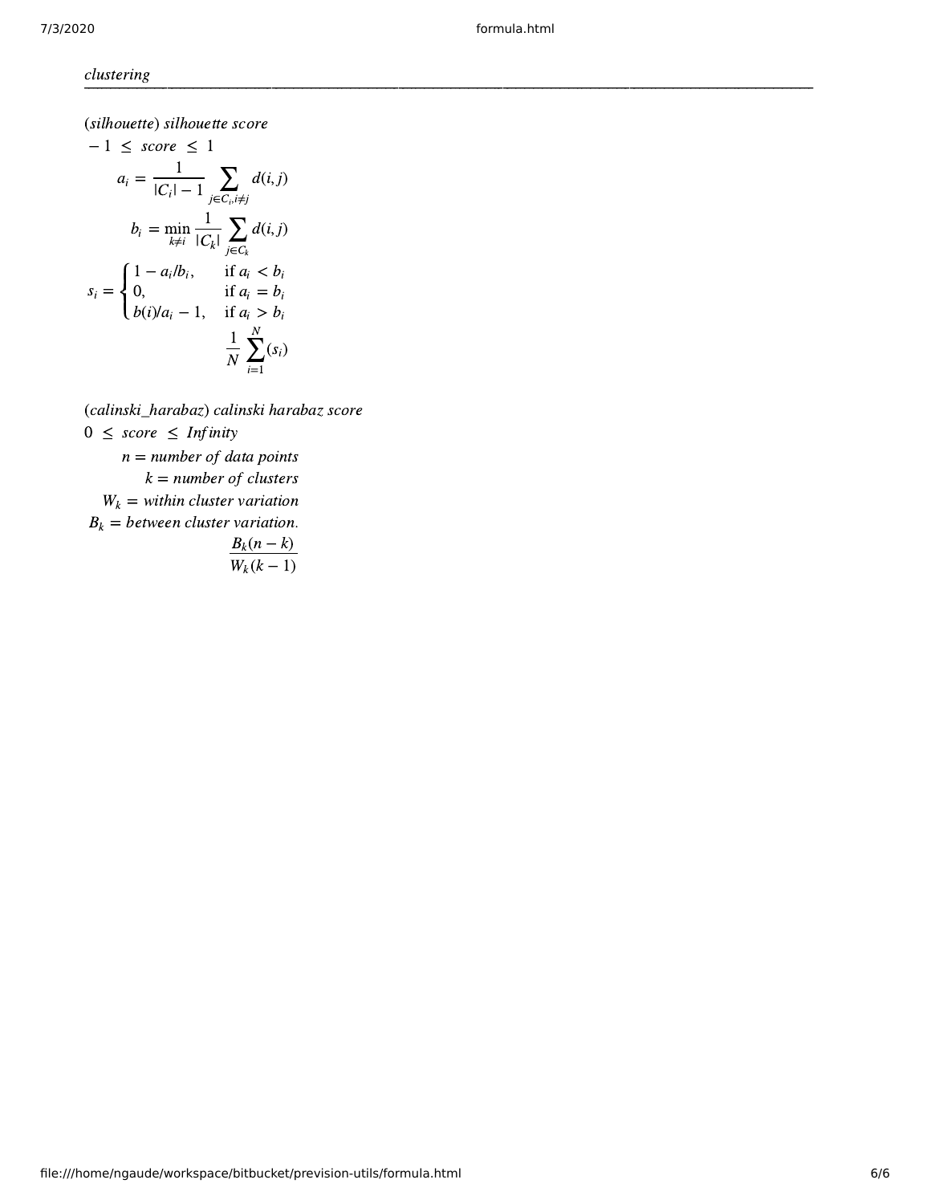*clustering*

---

*(silhouette) silhouette score*

$$-1 \leq score \leq 1$$

$$a_i = \frac{1}{|C_i| - 1} \sum_{j \in C_i, i \neq j} d(i,j)$$

$$b_i = \min_{k \neq i} \frac{1}{|C_k|} \sum_{j \in C_k} d(i,j)$$

$$s_i = \begin{cases} 1 - a_i/b_i, & \text{if } a_i < b_i \\ 0, & \text{if } a_i = b_i \\ b(i)/a_i - 1, & \text{if } a_i > b_i \end{cases}$$

$$\frac{1}{N} \sum_{i=1}^{N} (s_i)$$

*(calinski_harabaz) calinski harabaz score*

$$0 \leq score \leq Infinity$$

$$n = number\ of\ data\ points$$

$$k = number\ of\ clusters$$

$$W_k = within\ cluster\ variation$$

$$B_k = between\ cluster\ variation.$$

$$\frac{B_k(n-k)}{W_k(k-1)}$$